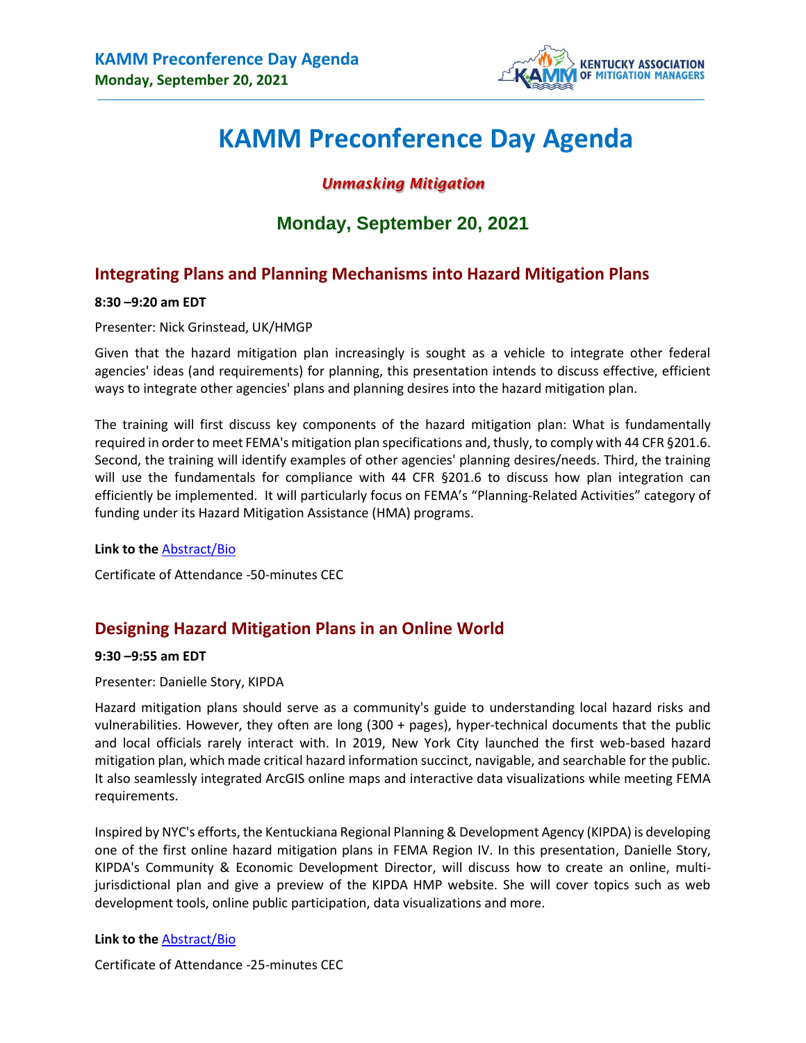# KAMM Preconference Day Agenda

### *Unmasking Mitigation*

## Monday, September 20, 2021

## Integrating Plans and Planning Mechanisms into Hazard Mitigation Plans

**8:30 –9:20 am EDT**

Presenter: Nick Grinstead, UK/HMGP

Given that the hazard mitigation plan increasingly is sought as a vehicle to integrate other federal agencies' ideas (and requirements) for planning, this presentation intends to discuss effective, efficient ways to integrate other agencies' plans and planning desires into the hazard mitigation plan.

The training will first discuss key components of the hazard mitigation plan: What is fundamentally required in order to meet FEMA's mitigation plan specifications and, thusly, to comply with 44 CFR §201.6. Second, the training will identify examples of other agencies' planning desires/needs. Third, the training will use the fundamentals for compliance with 44 CFR §201.6 to discuss how plan integration can efficiently be implemented. It will particularly focus on FEMA's "Planning-Related Activities" category of funding under its Hazard Mitigation Assistance (HMA) programs.

**Link to the** Abstract/Bio

Certificate of Attendance -50-minutes CEC

## Designing Hazard Mitigation Plans in an Online World

**9:30 –9:55 am EDT**

Presenter: Danielle Story, KIPDA

Hazard mitigation plans should serve as a community's guide to understanding local hazard risks and vulnerabilities. However, they often are long (300 + pages), hyper-technical documents that the public and local officials rarely interact with. In 2019, New York City launched the first web-based hazard mitigation plan, which made critical hazard information succinct, navigable, and searchable for the public. It also seamlessly integrated ArcGIS online maps and interactive data visualizations while meeting FEMA requirements.

Inspired by NYC's efforts, the Kentuckiana Regional Planning & Development Agency (KIPDA) is developing one of the first online hazard mitigation plans in FEMA Region IV. In this presentation, Danielle Story, KIPDA's Community & Economic Development Director, will discuss how to create an online, multi-jurisdictional plan and give a preview of the KIPDA HMP website. She will cover topics such as web development tools, online public participation, data visualizations and more.

**Link to the** Abstract/Bio

Certificate of Attendance -25-minutes CEC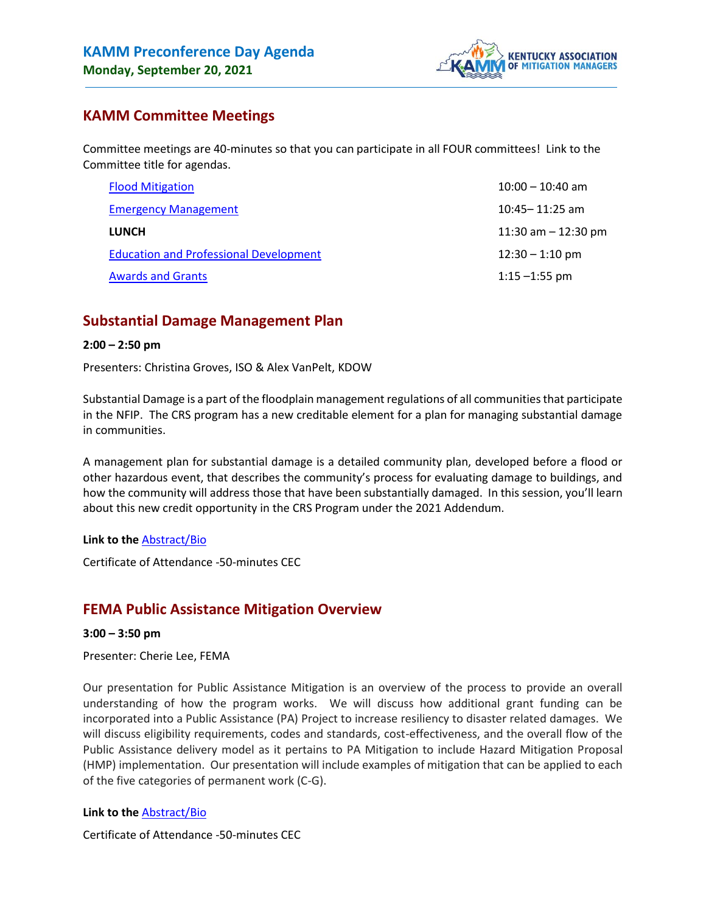# KAMM Preconference Day Agenda

**Monday, September 20, 2021**

## KAMM Committee Meetings

Committee meetings are 40-minutes so that you can participate in all FOUR committees! Link to the Committee title for agendas.

| | |
|---|---|
| Flood Mitigation | 10:00 – 10:40 am |
| Emergency Management | 10:45– 11:25 am |
| **LUNCH** | 11:30 am – 12:30 pm |
| Education and Professional Development | 12:30 – 1:10 pm |
| Awards and Grants | 1:15 –1:55 pm |

## Substantial Damage Management Plan

**2:00 – 2:50 pm**

Presenters: Christina Groves, ISO & Alex VanPelt, KDOW

Substantial Damage is a part of the floodplain management regulations of all communities that participate in the NFIP. The CRS program has a new creditable element for a plan for managing substantial damage in communities.

A management plan for substantial damage is a detailed community plan, developed before a flood or other hazardous event, that describes the community's process for evaluating damage to buildings, and how the community will address those that have been substantially damaged. In this session, you'll learn about this new credit opportunity in the CRS Program under the 2021 Addendum.

**Link to the** Abstract/Bio

Certificate of Attendance -50-minutes CEC

## FEMA Public Assistance Mitigation Overview

**3:00 – 3:50 pm**

Presenter: Cherie Lee, FEMA

Our presentation for Public Assistance Mitigation is an overview of the process to provide an overall understanding of how the program works. We will discuss how additional grant funding can be incorporated into a Public Assistance (PA) Project to increase resiliency to disaster related damages. We will discuss eligibility requirements, codes and standards, cost-effectiveness, and the overall flow of the Public Assistance delivery model as it pertains to PA Mitigation to include Hazard Mitigation Proposal (HMP) implementation. Our presentation will include examples of mitigation that can be applied to each of the five categories of permanent work (C-G).

**Link to the** Abstract/Bio

Certificate of Attendance -50-minutes CEC